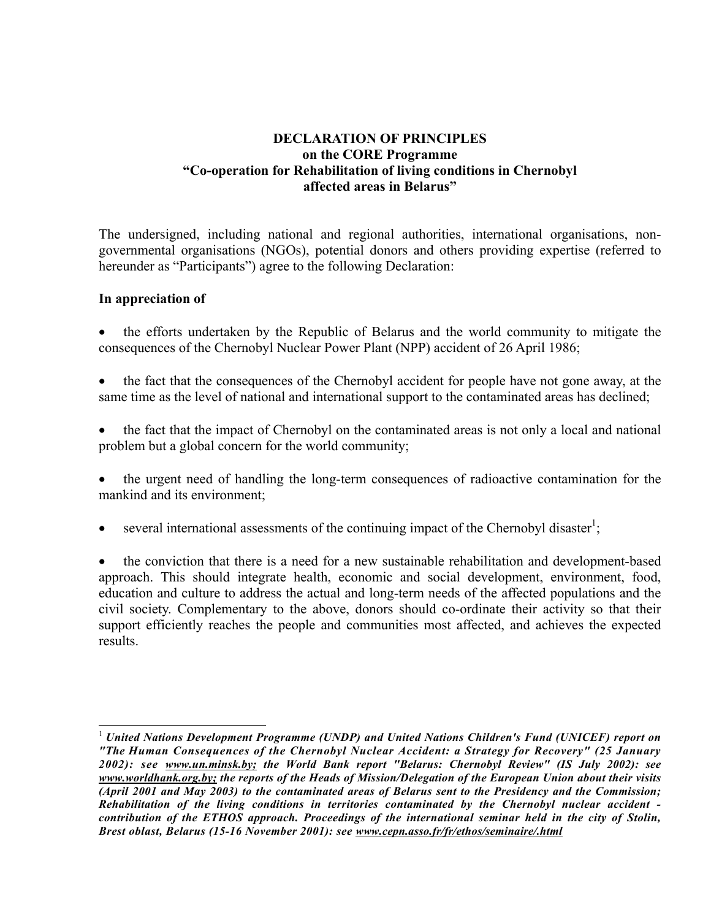**DECLARATION OF PRINCIPLES**
**on the CORE Programme**
**"Co-operation for Rehabilitation of living conditions in Chernobyl affected areas in Belarus"**

The undersigned, including national and regional authorities, international organisations, non-governmental organisations (NGOs), potential donors and others providing expertise (referred to hereunder as "Participants") agree to the following Declaration:

**In appreciation of**

- the efforts undertaken by the Republic of Belarus and the world community to mitigate the consequences of the Chernobyl Nuclear Power Plant (NPP) accident of 26 April 1986;

- the fact that the consequences of the Chernobyl accident for people have not gone away, at the same time as the level of national and international support to the contaminated areas has declined;

- the fact that the impact of Chernobyl on the contaminated areas is not only a local and national problem but a global concern for the world community;

- the urgent need of handling the long-term consequences of radioactive contamination for the mankind and its environment;

- several international assessments of the continuing impact of the Chernobyl disaster[1];

- the conviction that there is a need for a new sustainable rehabilitation and development-based approach. This should integrate health, economic and social development, environment, food, education and culture to address the actual and long-term needs of the affected populations and the civil society. Complementary to the above, donors should co-ordinate their activity so that their support efficiently reaches the people and communities most affected, and achieves the expected results.

---

[1] ***United Nations Development Programme (UNDP) and United Nations Children's Fund (UNICEF) report on "The Human Consequences of the Chernobyl Nuclear Accident: a Strategy for Recovery" (25 January 2002): see www.un.minsk.by; the World Bank report "Belarus: Chernobyl Review" (IS July 2002): see www.worldhank.org.by; the reports of the Heads of Mission/Delegation of the European Union about their visits (April 2001 and May 2003) to the contaminated areas of Belarus sent to the Presidency and the Commission; Rehabilitation of the living conditions in territories contaminated by the Chernobyl nuclear accident - contribution of the ETHOS approach. Proceedings of the international seminar held in the city of Stolin, Brest oblast, Belarus (15-16 November 2001): see www.cepn.asso.fr/fr/ethos/seminaire/.html***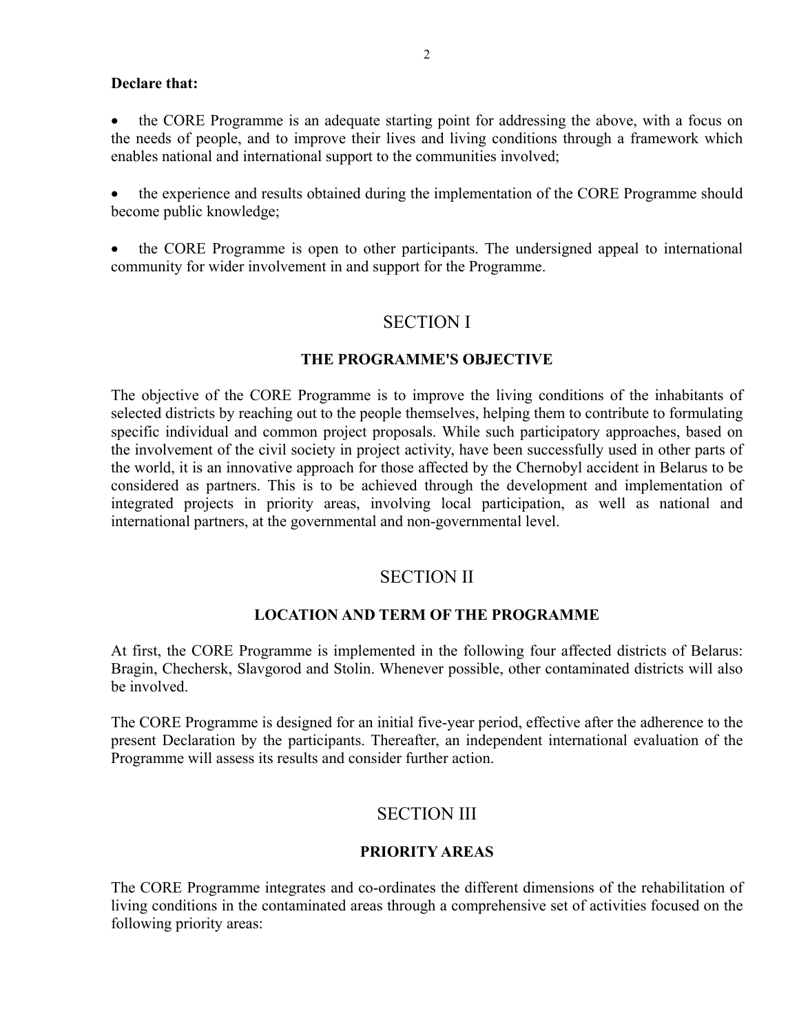**Declare that:**

- the CORE Programme is an adequate starting point for addressing the above, with a focus on the needs of people, and to improve their lives and living conditions through a framework which enables national and international support to the communities involved;

- the experience and results obtained during the implementation of the CORE Programme should become public knowledge;

- the CORE Programme is open to other participants. The undersigned appeal to international community for wider involvement in and support for the Programme.

## SECTION I

### THE PROGRAMME'S OBJECTIVE

The objective of the CORE Programme is to improve the living conditions of the inhabitants of selected districts by reaching out to the people themselves, helping them to contribute to formulating specific individual and common project proposals. While such participatory approaches, based on the involvement of the civil society in project activity, have been successfully used in other parts of the world, it is an innovative approach for those affected by the Chernobyl accident in Belarus to be considered as partners. This is to be achieved through the development and implementation of integrated projects in priority areas, involving local participation, as well as national and international partners, at the governmental and non-governmental level.

## SECTION II

### LOCATION AND TERM OF THE PROGRAMME

At first, the CORE Programme is implemented in the following four affected districts of Belarus: Bragin, Chechersk, Slavgorod and Stolin. Whenever possible, other contaminated districts will also be involved.

The CORE Programme is designed for an initial five-year period, effective after the adherence to the present Declaration by the participants. Thereafter, an independent international evaluation of the Programme will assess its results and consider further action.

## SECTION III

### PRIORITY AREAS

The CORE Programme integrates and co-ordinates the different dimensions of the rehabilitation of living conditions in the contaminated areas through a comprehensive set of activities focused on the following priority areas: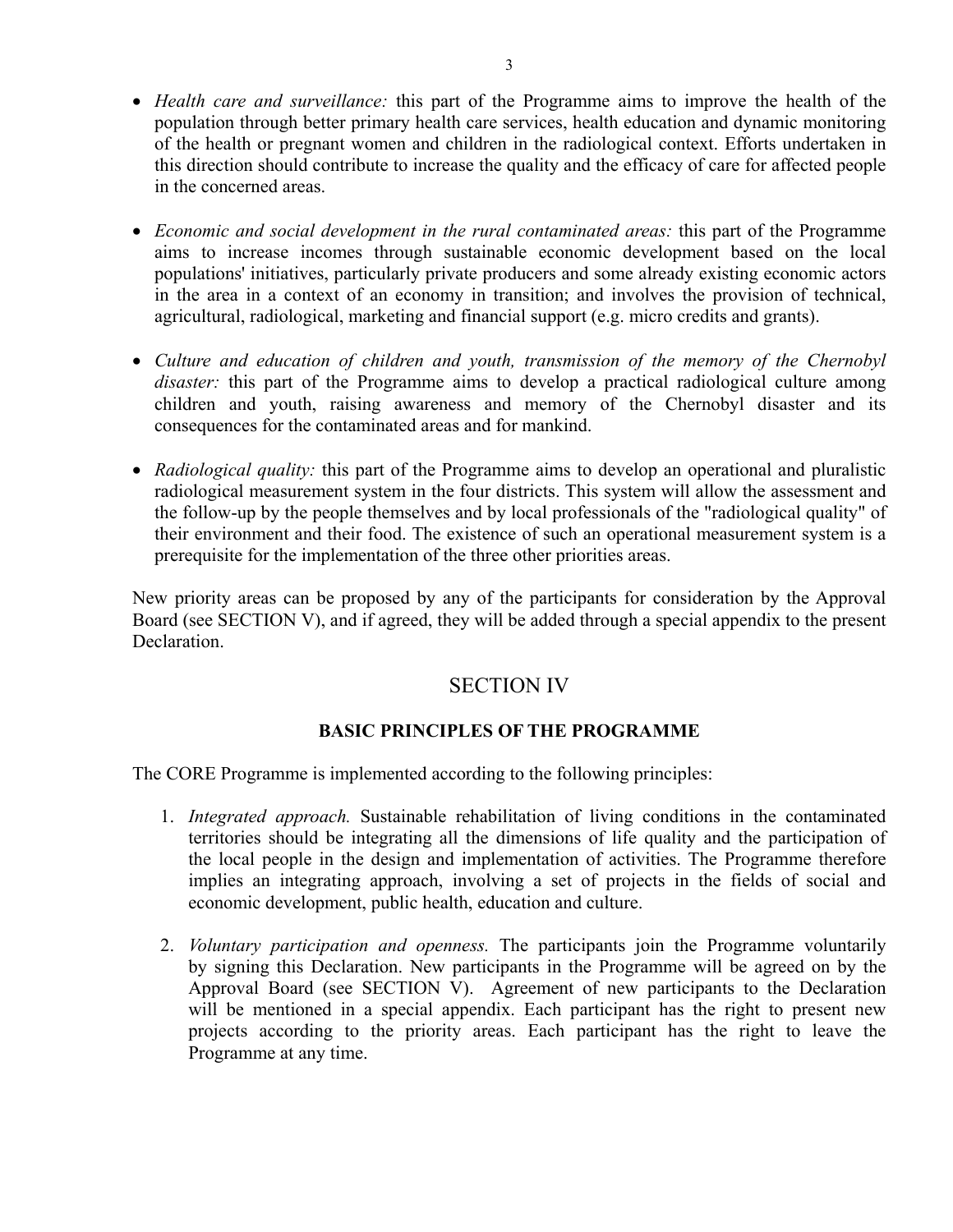- *Health care and surveillance:* this part of the Programme aims to improve the health of the population through better primary health care services, health education and dynamic monitoring of the health or pregnant women and children in the radiological context. Efforts undertaken in this direction should contribute to increase the quality and the efficacy of care for affected people in the concerned areas.

- *Economic and social development in the rural contaminated areas:* this part of the Programme aims to increase incomes through sustainable economic development based on the local populations' initiatives, particularly private producers and some already existing economic actors in the area in a context of an economy in transition; and involves the provision of technical, agricultural, radiological, marketing and financial support (e.g. micro credits and grants).

- *Culture and education of children and youth, transmission of the memory of the Chernobyl disaster:* this part of the Programme aims to develop a practical radiological culture among children and youth, raising awareness and memory of the Chernobyl disaster and its consequences for the contaminated areas and for mankind.

- *Radiological quality:* this part of the Programme aims to develop an operational and pluralistic radiological measurement system in the four districts. This system will allow the assessment and the follow-up by the people themselves and by local professionals of the "radiological quality" of their environment and their food. The existence of such an operational measurement system is a prerequisite for the implementation of the three other priorities areas.

New priority areas can be proposed by any of the participants for consideration by the Approval Board (see SECTION V), and if agreed, they will be added through a special appendix to the present Declaration.

## SECTION IV

### BASIC PRINCIPLES OF THE PROGRAMME

The CORE Programme is implemented according to the following principles:

1. *Integrated approach.* Sustainable rehabilitation of living conditions in the contaminated territories should be integrating all the dimensions of life quality and the participation of the local people in the design and implementation of activities. The Programme therefore implies an integrating approach, involving a set of projects in the fields of social and economic development, public health, education and culture.

2. *Voluntary participation and openness.* The participants join the Programme voluntarily by signing this Declaration. New participants in the Programme will be agreed on by the Approval Board (see SECTION V). Agreement of new participants to the Declaration will be mentioned in a special appendix. Each participant has the right to present new projects according to the priority areas. Each participant has the right to leave the Programme at any time.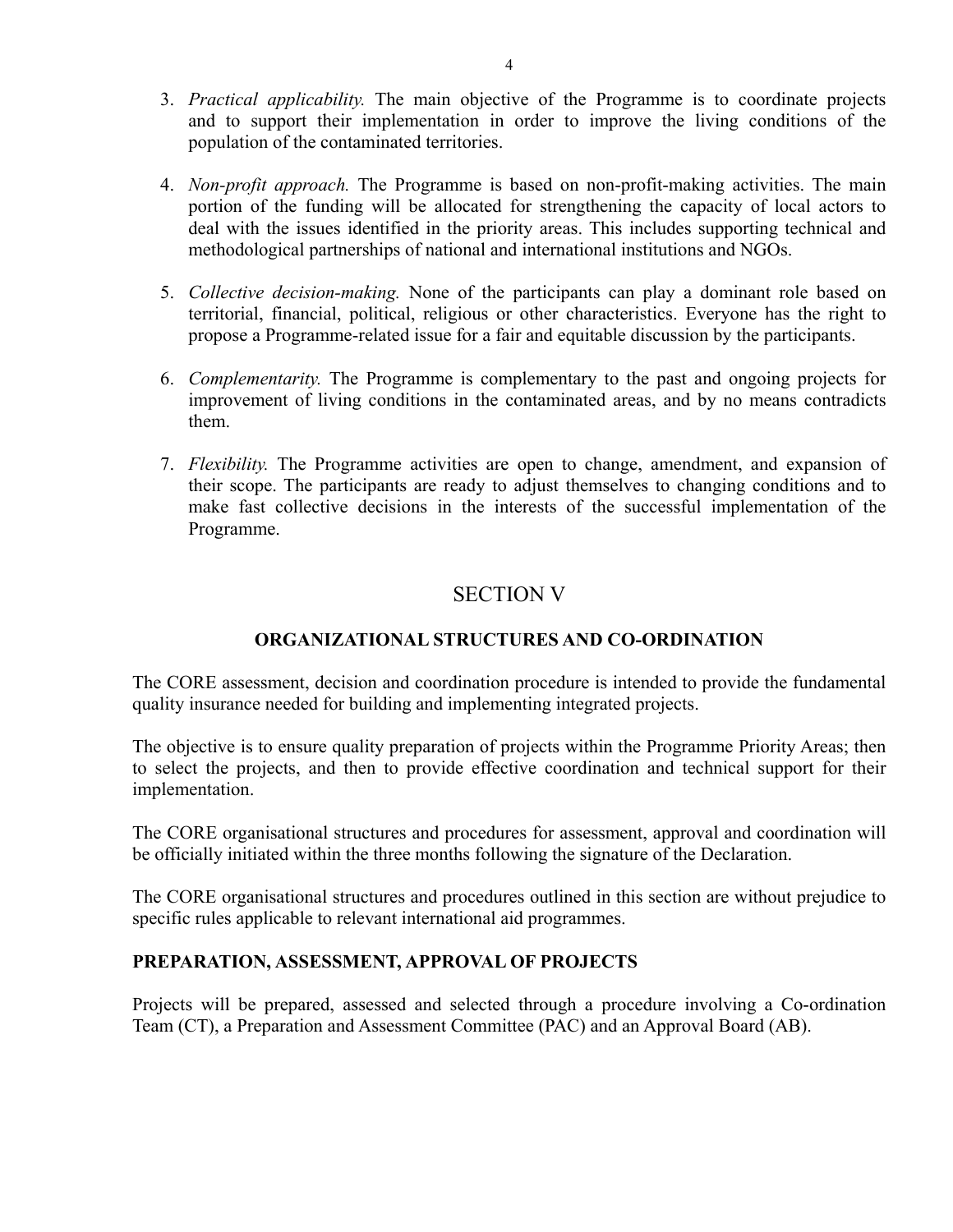3. *Practical applicability.* The main objective of the Programme is to coordinate projects and to support their implementation in order to improve the living conditions of the population of the contaminated territories.

4. *Non-profit approach.* The Programme is based on non-profit-making activities. The main portion of the funding will be allocated for strengthening the capacity of local actors to deal with the issues identified in the priority areas. This includes supporting technical and methodological partnerships of national and international institutions and NGOs.

5. *Collective decision-making.* None of the participants can play a dominant role based on territorial, financial, political, religious or other characteristics. Everyone has the right to propose a Programme-related issue for a fair and equitable discussion by the participants.

6. *Complementarity.* The Programme is complementary to the past and ongoing projects for improvement of living conditions in the contaminated areas, and by no means contradicts them.

7. *Flexibility.* The Programme activities are open to change, amendment, and expansion of their scope. The participants are ready to adjust themselves to changing conditions and to make fast collective decisions in the interests of the successful implementation of the Programme.

## SECTION V

### ORGANIZATIONAL STRUCTURES AND CO-ORDINATION

The CORE assessment, decision and coordination procedure is intended to provide the fundamental quality insurance needed for building and implementing integrated projects.

The objective is to ensure quality preparation of projects within the Programme Priority Areas; then to select the projects, and then to provide effective coordination and technical support for their implementation.

The CORE organisational structures and procedures for assessment, approval and coordination will be officially initiated within the three months following the signature of the Declaration.

The CORE organisational structures and procedures outlined in this section are without prejudice to specific rules applicable to relevant international aid programmes.

### PREPARATION, ASSESSMENT, APPROVAL OF PROJECTS

Projects will be prepared, assessed and selected through a procedure involving a Co-ordination Team (CT), a Preparation and Assessment Committee (PAC) and an Approval Board (AB).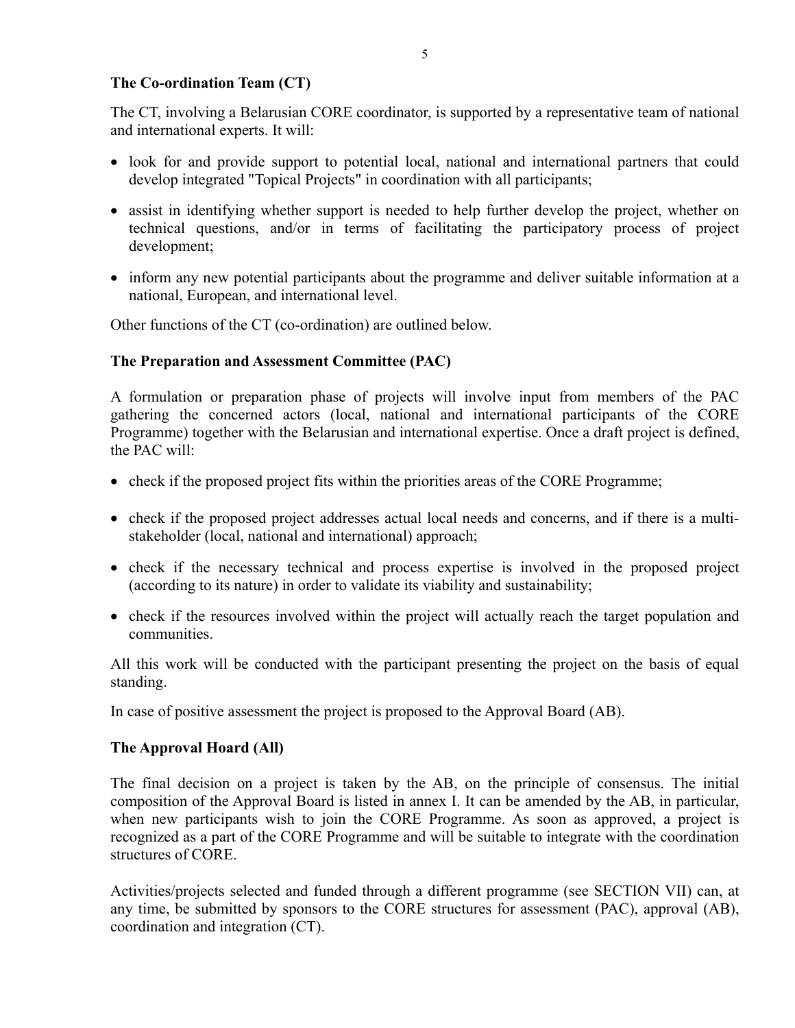**The Co-ordination Team (CT)**

The CT, involving a Belarusian CORE coordinator, is supported by a representative team of national and international experts. It will:

- look for and provide support to potential local, national and international partners that could develop integrated "Topical Projects" in coordination with all participants;
- assist in identifying whether support is needed to help further develop the project, whether on technical questions, and/or in terms of facilitating the participatory process of project development;
- inform any new potential participants about the programme and deliver suitable information at a national, European, and international level.

Other functions of the CT (co-ordination) are outlined below.

**The Preparation and Assessment Committee (PAC)**

A formulation or preparation phase of projects will involve input from members of the PAC gathering the concerned actors (local, national and international participants of the CORE Programme) together with the Belarusian and international expertise. Once a draft project is defined, the PAC will:

- check if the proposed project fits within the priorities areas of the CORE Programme;
- check if the proposed project addresses actual local needs and concerns, and if there is a multi-stakeholder (local, national and international) approach;
- check if the necessary technical and process expertise is involved in the proposed project (according to its nature) in order to validate its viability and sustainability;
- check if the resources involved within the project will actually reach the target population and communities.

All this work will be conducted with the participant presenting the project on the basis of equal standing.

In case of positive assessment the project is proposed to the Approval Board (AB).

**The Approval Hoard (All)**

The final decision on a project is taken by the AB, on the principle of consensus. The initial composition of the Approval Board is listed in annex I. It can be amended by the AB, in particular, when new participants wish to join the CORE Programme. As soon as approved, a project is recognized as a part of the CORE Programme and will be suitable to integrate with the coordination structures of CORE.

Activities/projects selected and funded through a different programme (see SECTION VII) can, at any time, be submitted by sponsors to the CORE structures for assessment (PAC), approval (AB), coordination and integration (CT).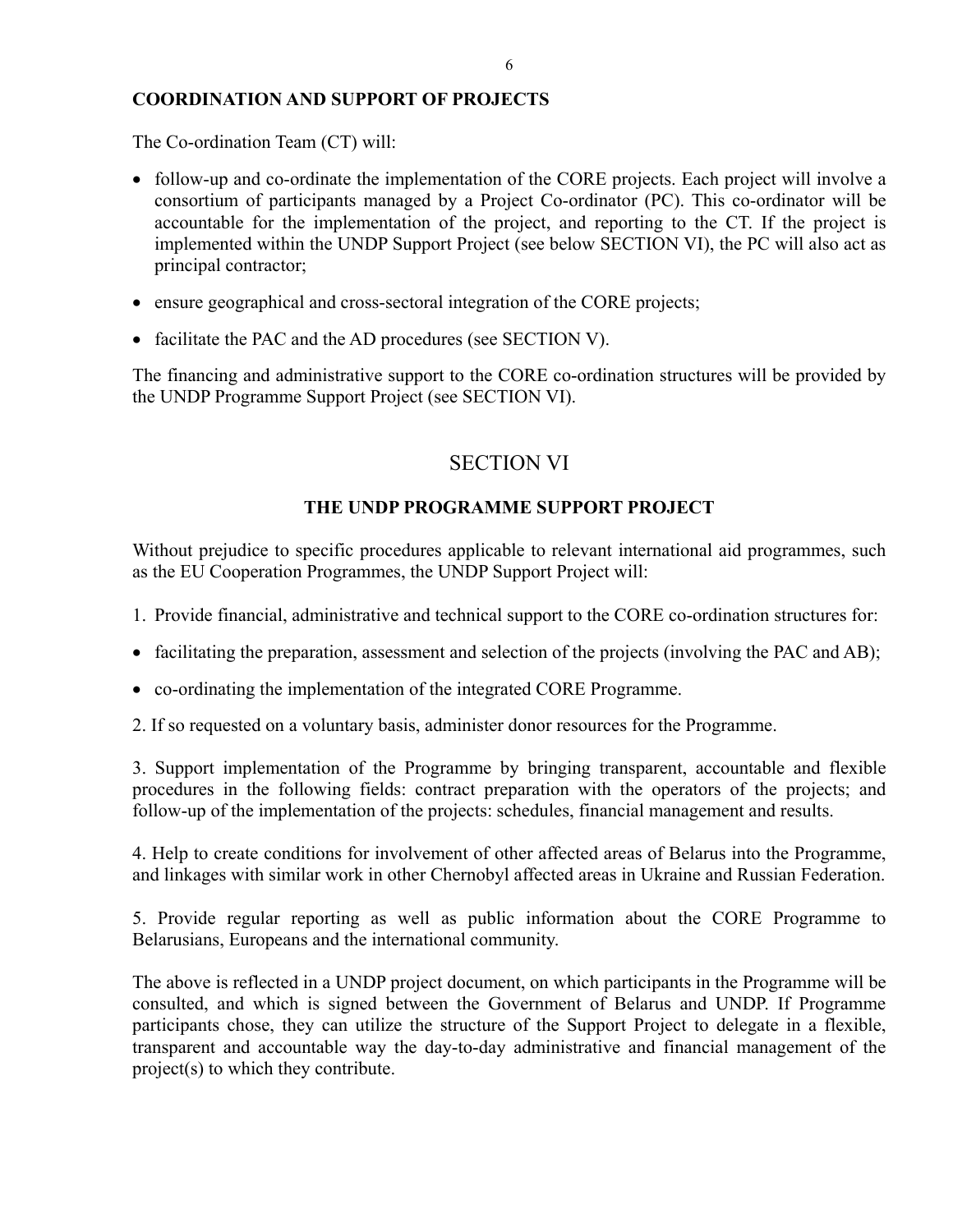**COORDINATION AND SUPPORT OF PROJECTS**

The Co-ordination Team (CT) will:

- follow-up and co-ordinate the implementation of the CORE projects. Each project will involve a consortium of participants managed by a Project Co-ordinator (PC). This co-ordinator will be accountable for the implementation of the project, and reporting to the CT. If the project is implemented within the UNDP Support Project (see below SECTION VI), the PC will also act as principal contractor;
- ensure geographical and cross-sectoral integration of the CORE projects;
- facilitate the PAC and the AD procedures (see SECTION V).

The financing and administrative support to the CORE co-ordination structures will be provided by the UNDP Programme Support Project (see SECTION VI).

## SECTION VI

### THE UNDP PROGRAMME SUPPORT PROJECT

Without prejudice to specific procedures applicable to relevant international aid programmes, such as the EU Cooperation Programmes, the UNDP Support Project will:

1. Provide financial, administrative and technical support to the CORE co-ordination structures for:

- facilitating the preparation, assessment and selection of the projects (involving the PAC and AB);
- co-ordinating the implementation of the integrated CORE Programme.

2. If so requested on a voluntary basis, administer donor resources for the Programme.

3. Support implementation of the Programme by bringing transparent, accountable and flexible procedures in the following fields: contract preparation with the operators of the projects; and follow-up of the implementation of the projects: schedules, financial management and results.

4. Help to create conditions for involvement of other affected areas of Belarus into the Programme, and linkages with similar work in other Chernobyl affected areas in Ukraine and Russian Federation.

5. Provide regular reporting as well as public information about the CORE Programme to Belarusians, Europeans and the international community.

The above is reflected in a UNDP project document, on which participants in the Programme will be consulted, and which is signed between the Government of Belarus and UNDP. If Programme participants chose, they can utilize the structure of the Support Project to delegate in a flexible, transparent and accountable way the day-to-day administrative and financial management of the project(s) to which they contribute.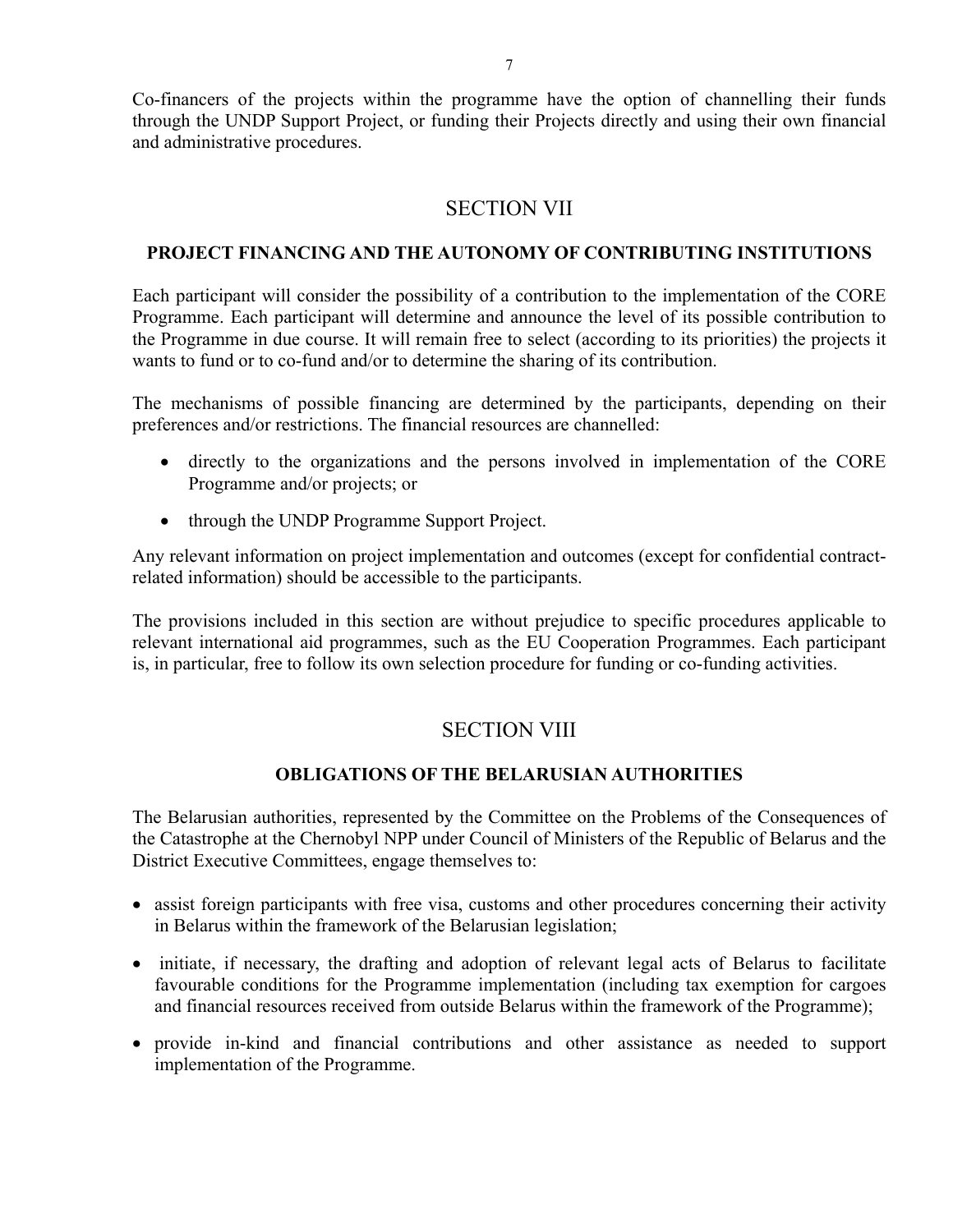Co-financers of the projects within the programme have the option of channelling their funds through the UNDP Support Project, or funding their Projects directly and using their own financial and administrative procedures.

## SECTION VII

### PROJECT FINANCING AND THE AUTONOMY OF CONTRIBUTING INSTITUTIONS

Each participant will consider the possibility of a contribution to the implementation of the CORE Programme. Each participant will determine and announce the level of its possible contribution to the Programme in due course. It will remain free to select (according to its priorities) the projects it wants to fund or to co-fund and/or to determine the sharing of its contribution.

The mechanisms of possible financing are determined by the participants, depending on their preferences and/or restrictions. The financial resources are channelled:

- directly to the organizations and the persons involved in implementation of the CORE Programme and/or projects; or
- through the UNDP Programme Support Project.

Any relevant information on project implementation and outcomes (except for confidential contract-related information) should be accessible to the participants.

The provisions included in this section are without prejudice to specific procedures applicable to relevant international aid programmes, such as the EU Cooperation Programmes. Each participant is, in particular, free to follow its own selection procedure for funding or co-funding activities.

## SECTION VIII

### OBLIGATIONS OF THE BELARUSIAN AUTHORITIES

The Belarusian authorities, represented by the Committee on the Problems of the Consequences of the Catastrophe at the Chernobyl NPP under Council of Ministers of the Republic of Belarus and the District Executive Committees, engage themselves to:

- assist foreign participants with free visa, customs and other procedures concerning their activity in Belarus within the framework of the Belarusian legislation;
- initiate, if necessary, the drafting and adoption of relevant legal acts of Belarus to facilitate favourable conditions for the Programme implementation (including tax exemption for cargoes and financial resources received from outside Belarus within the framework of the Programme);
- provide in-kind and financial contributions and other assistance as needed to support implementation of the Programme.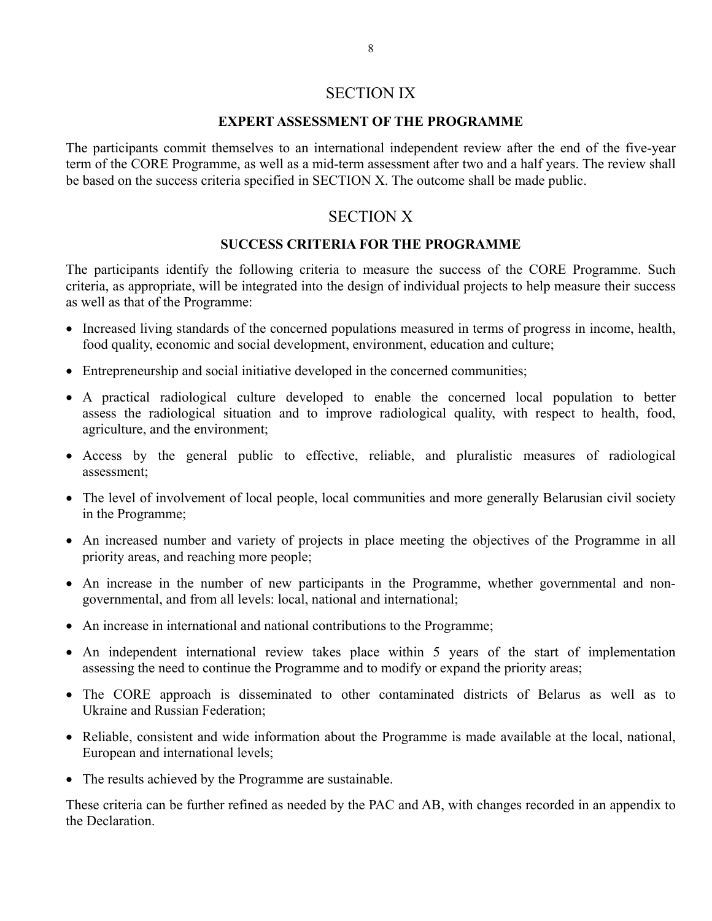## SECTION IX

### EXPERT ASSESSMENT OF THE PROGRAMME

The participants commit themselves to an international independent review after the end of the five-year term of the CORE Programme, as well as a mid-term assessment after two and a half years. The review shall be based on the success criteria specified in SECTION X. The outcome shall be made public.

## SECTION X

### SUCCESS CRITERIA FOR THE PROGRAMME

The participants identify the following criteria to measure the success of the CORE Programme. Such criteria, as appropriate, will be integrated into the design of individual projects to help measure their success as well as that of the Programme:

- Increased living standards of the concerned populations measured in terms of progress in income, health, food quality, economic and social development, environment, education and culture;
- Entrepreneurship and social initiative developed in the concerned communities;
- A practical radiological culture developed to enable the concerned local population to better assess the radiological situation and to improve radiological quality, with respect to health, food, agriculture, and the environment;
- Access by the general public to effective, reliable, and pluralistic measures of radiological assessment;
- The level of involvement of local people, local communities and more generally Belarusian civil society in the Programme;
- An increased number and variety of projects in place meeting the objectives of the Programme in all priority areas, and reaching more people;
- An increase in the number of new participants in the Programme, whether governmental and non-governmental, and from all levels: local, national and international;
- An increase in international and national contributions to the Programme;
- An independent international review takes place within 5 years of the start of implementation assessing the need to continue the Programme and to modify or expand the priority areas;
- The CORE approach is disseminated to other contaminated districts of Belarus as well as to Ukraine and Russian Federation;
- Reliable, consistent and wide information about the Programme is made available at the local, national, European and international levels;
- The results achieved by the Programme are sustainable.

These criteria can be further refined as needed by the PAC and AB, with changes recorded in an appendix to the Declaration.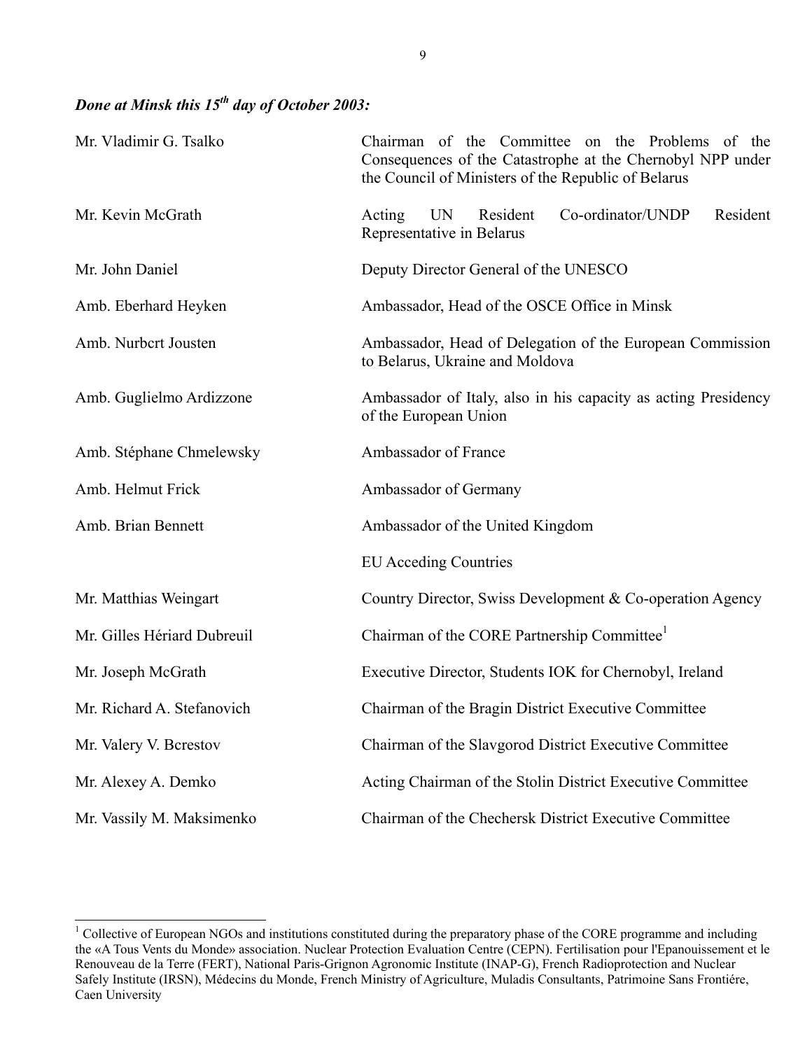***Done at Minsk this 15th day of October 2003:***

| | |
|---|---|
| Mr. Vladimir G. Tsalko | Chairman of the Committee on the Problems of the Consequences of the Catastrophe at the Chernobyl NPP under the Council of Ministers of the Republic of Belarus |
| Mr. Kevin McGrath | Acting UN Resident Co-ordinator/UNDP Resident Representative in Belarus |
| Mr. John Daniel | Deputy Director General of the UNESCO |
| Amb. Eberhard Heyken | Ambassador, Head of the OSCE Office in Minsk |
| Amb. Nurbcrt Jousten | Ambassador, Head of Delegation of the European Commission to Belarus, Ukraine and Moldova |
| Amb. Guglielmo Ardizzone | Ambassador of Italy, also in his capacity as acting Presidency of the European Union |
| Amb. Stéphane Chmelewsky | Ambassador of France |
| Amb. Helmut Frick | Ambassador of Germany |
| Amb. Brian Bennett | Ambassador of the United Kingdom |
| | EU Acceding Countries |
| Mr. Matthias Weingart | Country Director, Swiss Development & Co-operation Agency |
| Mr. Gilles Hériard Dubreuil | Chairman of the CORE Partnership Committee[1] |
| Mr. Joseph McGrath | Executive Director, Students IOK for Chernobyl, Ireland |
| Mr. Richard A. Stefanovich | Chairman of the Bragin District Executive Committee |
| Mr. Valery V. Bcrestov | Chairman of the Slavgorod District Executive Committee |
| Mr. Alexey A. Demko | Acting Chairman of the Stolin District Executive Committee |
| Mr. Vassily M. Maksimenko | Chairman of the Chechersk District Executive Committee |

[1] Collective of European NGOs and institutions constituted during the preparatory phase of the CORE programme and including the «A Tous Vents du Monde» association. Nuclear Protection Evaluation Centre (CEPN). Fertilisation pour l'Epanouissement et le Renouveau de la Terre (FERT), National Paris-Grignon Agronomic Institute (INAP-G), French Radioprotection and Nuclear Safely Institute (IRSN), Médecins du Monde, French Ministry of Agriculture, Muladis Consultants, Patrimoine Sans Frontiére, Caen University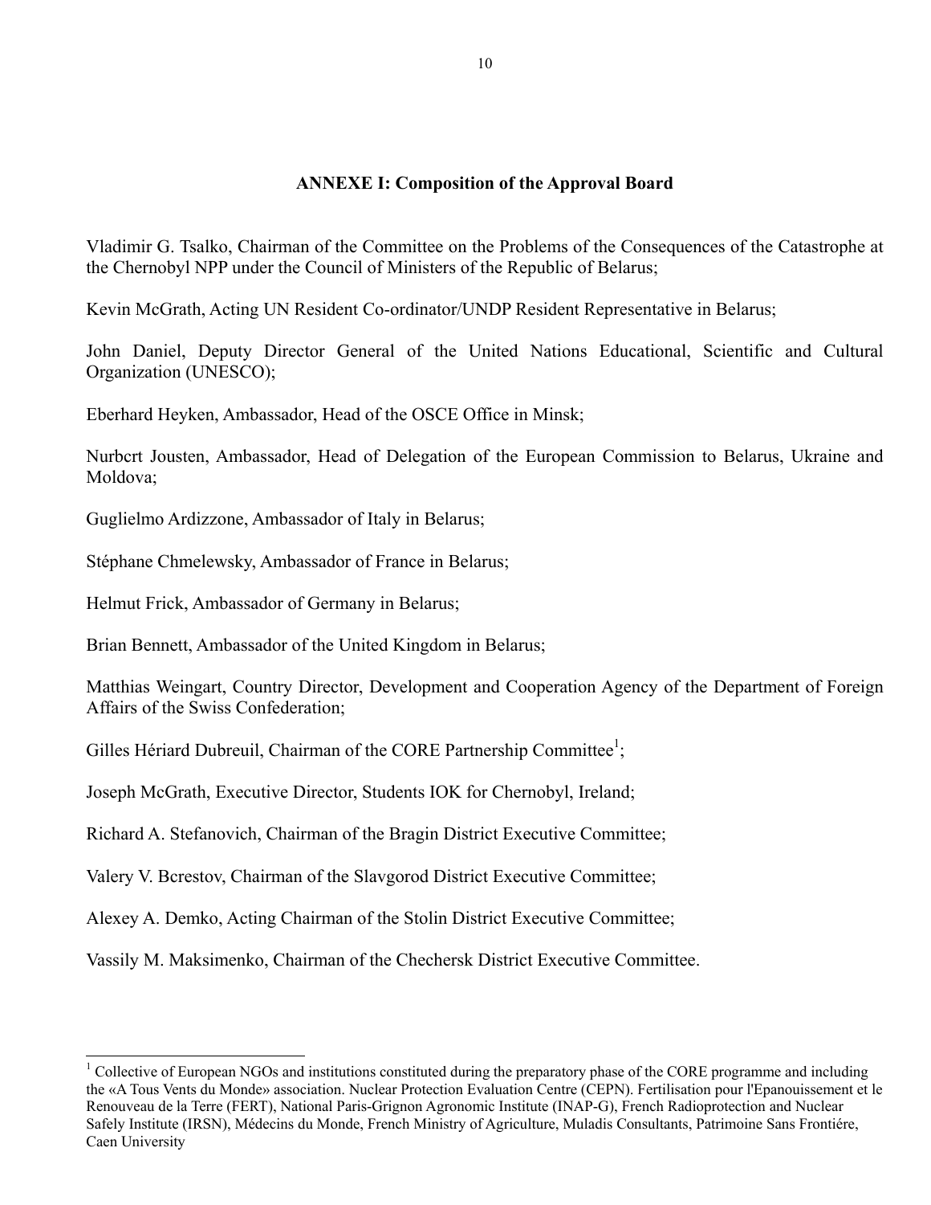## ANNEXE I: Composition of the Approval Board

Vladimir G. Tsalko, Chairman of the Committee on the Problems of the Consequences of the Catastrophe at the Chernobyl NPP under the Council of Ministers of the Republic of Belarus;

Kevin McGrath, Acting UN Resident Co-ordinator/UNDP Resident Representative in Belarus;

John Daniel, Deputy Director General of the United Nations Educational, Scientific and Cultural Organization (UNESCO);

Eberhard Heyken, Ambassador, Head of the OSCE Office in Minsk;

Nurbcrt Jousten, Ambassador, Head of Delegation of the European Commission to Belarus, Ukraine and Moldova;

Guglielmo Ardizzone, Ambassador of Italy in Belarus;

Stéphane Chmelewsky, Ambassador of France in Belarus;

Helmut Frick, Ambassador of Germany in Belarus;

Brian Bennett, Ambassador of the United Kingdom in Belarus;

Matthias Weingart, Country Director, Development and Cooperation Agency of the Department of Foreign Affairs of the Swiss Confederation;

Gilles Hériard Dubreuil, Chairman of the CORE Partnership Committee[1];

Joseph McGrath, Executive Director, Students IOK for Chernobyl, Ireland;

Richard A. Stefanovich, Chairman of the Bragin District Executive Committee;

Valery V. Bcrestov, Chairman of the Slavgorod District Executive Committee;

Alexey A. Demko, Acting Chairman of the Stolin District Executive Committee;

Vassily M. Maksimenko, Chairman of the Chechersk District Executive Committee.

---

[1] Collective of European NGOs and institutions constituted during the preparatory phase of the CORE programme and including the «A Tous Vents du Monde» association. Nuclear Protection Evaluation Centre (CEPN). Fertilisation pour l'Epanouissement et le Renouveau de la Terre (FERT), National Paris-Grignon Agronomic Institute (INAP-G), French Radioprotection and Nuclear Safely Institute (IRSN), Médecins du Monde, French Ministry of Agriculture, Muladis Consultants, Patrimoine Sans Frontiére, Caen University